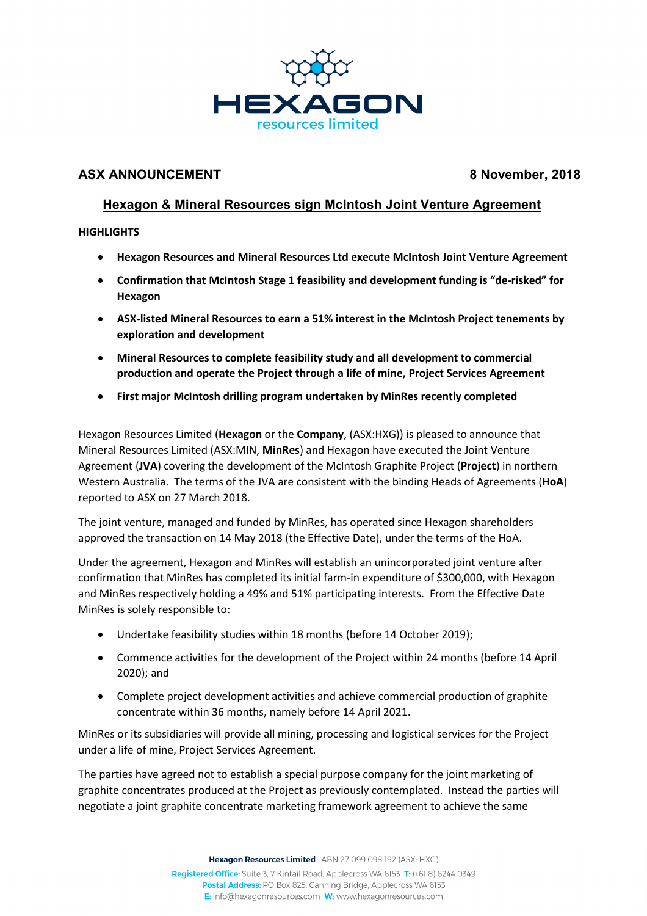**ASX ANNOUNCEMENT** **8 November, 2018**

# Hexagon & Mineral Resources sign McIntosh Joint Venture Agreement

**HIGHLIGHTS**

- **Hexagon Resources and Mineral Resources Ltd execute McIntosh Joint Venture Agreement**
- **Confirmation that McIntosh Stage 1 feasibility and development funding is "de-risked" for Hexagon**
- **ASX-listed Mineral Resources to earn a 51% interest in the McIntosh Project tenements by exploration and development**
- **Mineral Resources to complete feasibility study and all development to commercial production and operate the Project through a life of mine, Project Services Agreement**
- **First major McIntosh drilling program undertaken by MinRes recently completed**

Hexagon Resources Limited (**Hexagon** or the **Company**, (ASX:HXG)) is pleased to announce that Mineral Resources Limited (ASX:MIN, **MinRes**) and Hexagon have executed the Joint Venture Agreement (**JVA**) covering the development of the McIntosh Graphite Project (**Project**) in northern Western Australia. The terms of the JVA are consistent with the binding Heads of Agreements (**HoA**) reported to ASX on 27 March 2018.

The joint venture, managed and funded by MinRes, has operated since Hexagon shareholders approved the transaction on 14 May 2018 (the Effective Date), under the terms of the HoA.

Under the agreement, Hexagon and MinRes will establish an unincorporated joint venture after confirmation that MinRes has completed its initial farm-in expenditure of $300,000, with Hexagon and MinRes respectively holding a 49% and 51% participating interests. From the Effective Date MinRes is solely responsible to:

- Undertake feasibility studies within 18 months (before 14 October 2019);
- Commence activities for the development of the Project within 24 months (before 14 April 2020); and
- Complete project development activities and achieve commercial production of graphite concentrate within 36 months, namely before 14 April 2021.

MinRes or its subsidiaries will provide all mining, processing and logistical services for the Project under a life of mine, Project Services Agreement.

The parties have agreed not to establish a special purpose company for the joint marketing of graphite concentrates produced at the Project as previously contemplated. Instead the parties will negotiate a joint graphite concentrate marketing framework agreement to achieve the same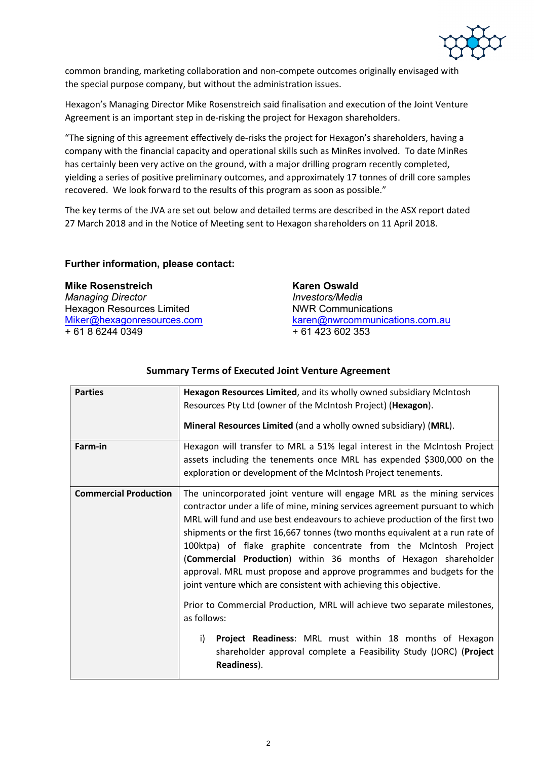common branding, marketing collaboration and non-compete outcomes originally envisaged with the special purpose company, but without the administration issues.

Hexagon's Managing Director Mike Rosenstreich said finalisation and execution of the Joint Venture Agreement is an important step in de-risking the project for Hexagon shareholders.

"The signing of this agreement effectively de-risks the project for Hexagon's shareholders, having a company with the financial capacity and operational skills such as MinRes involved. To date MinRes has certainly been very active on the ground, with a major drilling program recently completed, yielding a series of positive preliminary outcomes, and approximately 17 tonnes of drill core samples recovered. We look forward to the results of this program as soon as possible."

The key terms of the JVA are set out below and detailed terms are described in the ASX report dated 27 March 2018 and in the Notice of Meeting sent to Hexagon shareholders on 11 April 2018.

### Further information, please contact:

**Mike Rosenstreich**
*Managing Director*
Hexagon Resources Limited
Miker@hexagonresources.com
+ 61 8 6244 0349

**Karen Oswald**
*Investors/Media*
NWR Communications
karen@nwrcommunications.com.au
+ 61 423 602 353

### Summary Terms of Executed Joint Venture Agreement

| | |
|---|---|
| **Parties** | **Hexagon Resources Limited**, and its wholly owned subsidiary McIntosh Resources Pty Ltd (owner of the McIntosh Project) (**Hexagon**).<br><br>**Mineral Resources Limited** (and a wholly owned subsidiary) (**MRL**). |
| **Farm-in** | Hexagon will transfer to MRL a 51% legal interest in the McIntosh Project assets including the tenements once MRL has expended $300,000 on the exploration or development of the McIntosh Project tenements. |
| **Commercial Production** | The unincorporated joint venture will engage MRL as the mining services contractor under a life of mine, mining services agreement pursuant to which MRL will fund and use best endeavours to achieve production of the first two shipments or the first 16,667 tonnes (two months equivalent at a run rate of 100ktpa) of flake graphite concentrate from the McIntosh Project (**Commercial Production**) within 36 months of Hexagon shareholder approval. MRL must propose and approve programmes and budgets for the joint venture which are consistent with achieving this objective.<br><br>Prior to Commercial Production, MRL will achieve two separate milestones, as follows:<br><br>i) **Project Readiness**: MRL must within 18 months of Hexagon shareholder approval complete a Feasibility Study (JORC) (**Project Readiness**). |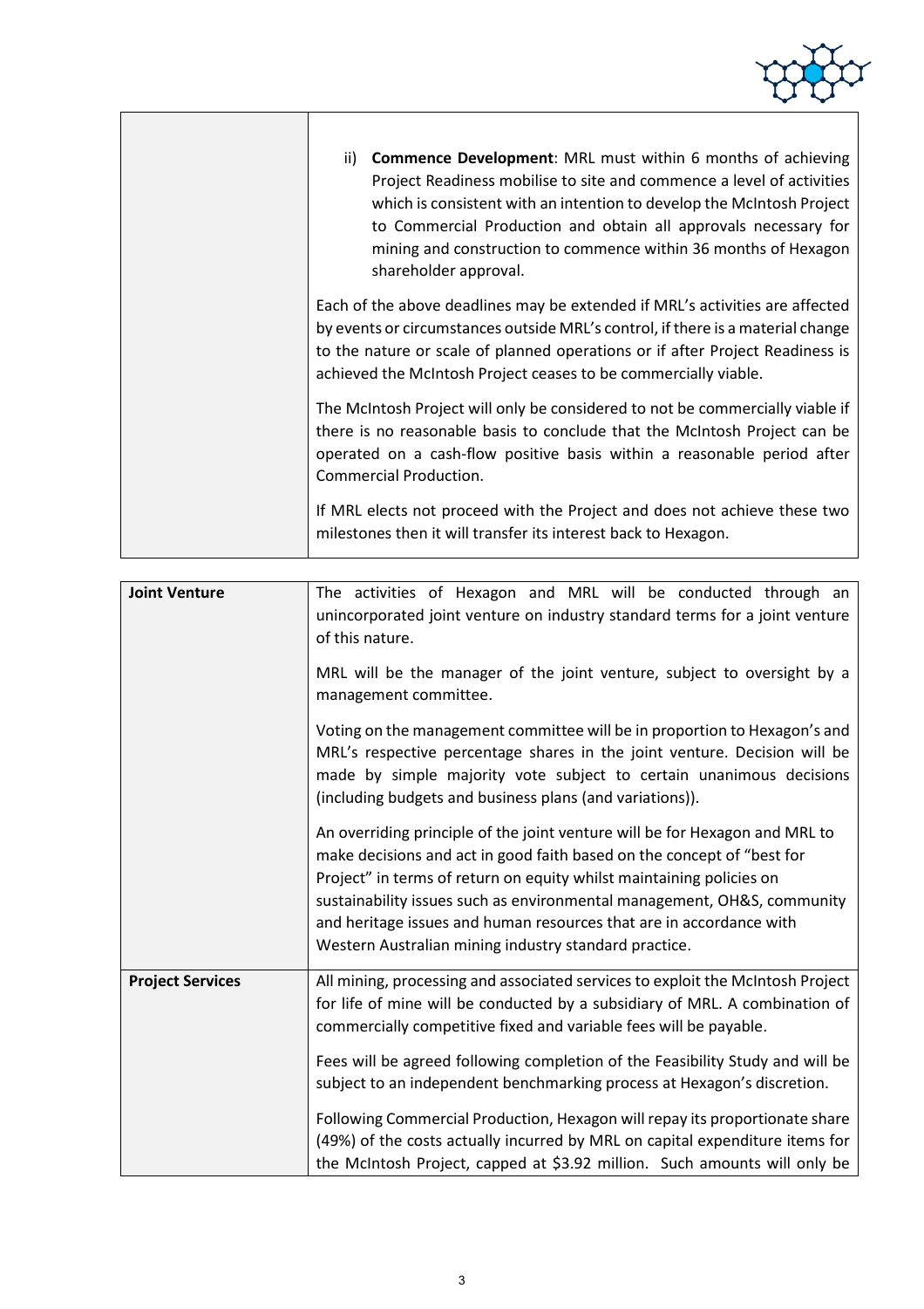| | |
|---|---|
| | ii) **Commence Development**: MRL must within 6 months of achieving Project Readiness mobilise to site and commence a level of activities which is consistent with an intention to develop the McIntosh Project to Commercial Production and obtain all approvals necessary for mining and construction to commence within 36 months of Hexagon shareholder approval.<br><br>Each of the above deadlines may be extended if MRL's activities are affected by events or circumstances outside MRL's control, if there is a material change to the nature or scale of planned operations or if after Project Readiness is achieved the McIntosh Project ceases to be commercially viable.<br><br>The McIntosh Project will only be considered to not be commercially viable if there is no reasonable basis to conclude that the McIntosh Project can be operated on a cash-flow positive basis within a reasonable period after Commercial Production.<br><br>If MRL elects not proceed with the Project and does not achieve these two milestones then it will transfer its interest back to Hexagon. |

| | |
|---|---|
| **Joint Venture** | The activities of Hexagon and MRL will be conducted through an unincorporated joint venture on industry standard terms for a joint venture of this nature.<br><br>MRL will be the manager of the joint venture, subject to oversight by a management committee.<br><br>Voting on the management committee will be in proportion to Hexagon's and MRL's respective percentage shares in the joint venture. Decision will be made by simple majority vote subject to certain unanimous decisions (including budgets and business plans (and variations)).<br><br>An overriding principle of the joint venture will be for Hexagon and MRL to make decisions and act in good faith based on the concept of "best for Project" in terms of return on equity whilst maintaining policies on sustainability issues such as environmental management, OH&S, community and heritage issues and human resources that are in accordance with Western Australian mining industry standard practice. |
| **Project Services** | All mining, processing and associated services to exploit the McIntosh Project for life of mine will be conducted by a subsidiary of MRL. A combination of commercially competitive fixed and variable fees will be payable.<br><br>Fees will be agreed following completion of the Feasibility Study and will be subject to an independent benchmarking process at Hexagon's discretion.<br><br>Following Commercial Production, Hexagon will repay its proportionate share (49%) of the costs actually incurred by MRL on capital expenditure items for the McIntosh Project, capped at $3.92 million. Such amounts will only be |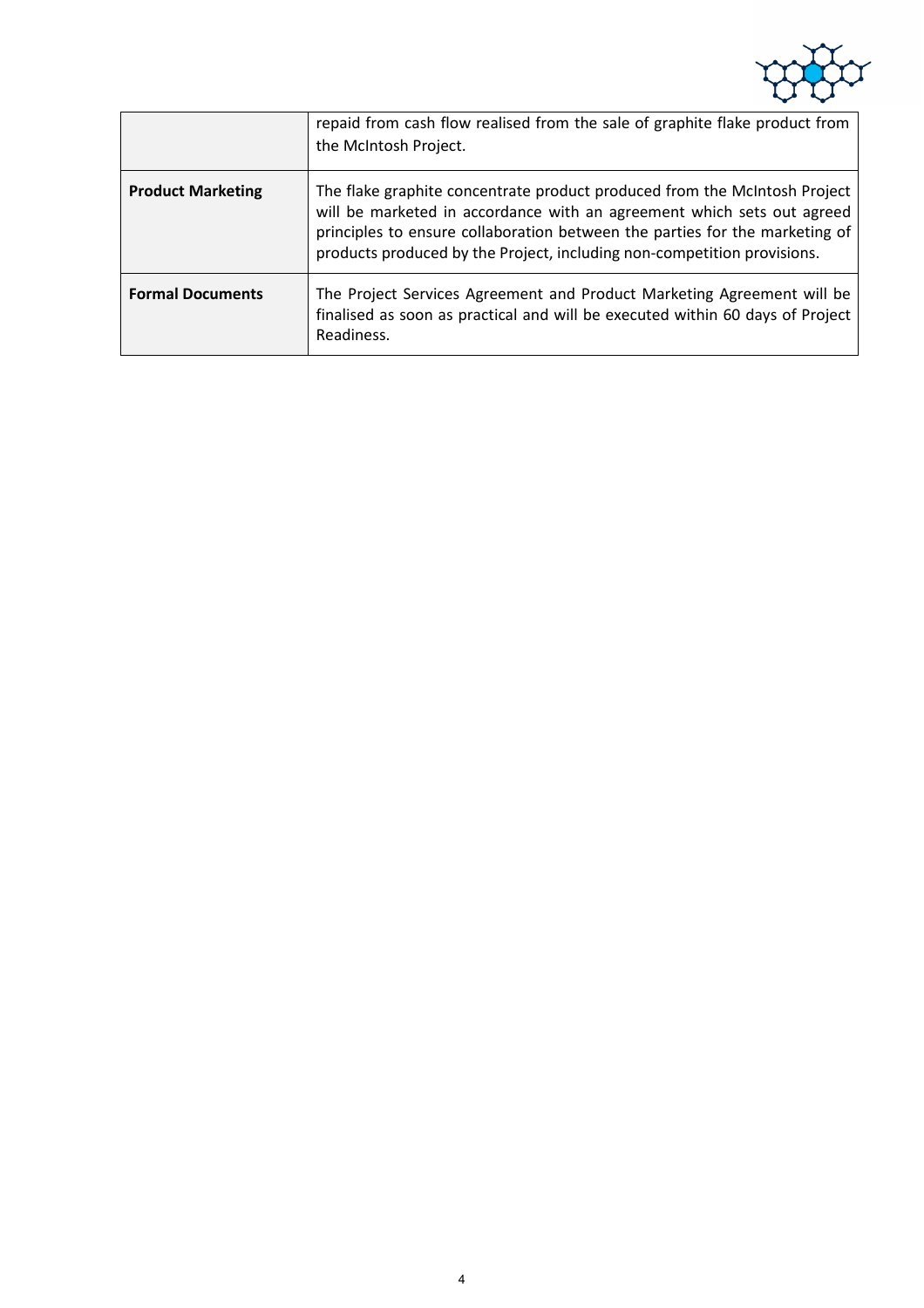| | |
|---|---|
| | repaid from cash flow realised from the sale of graphite flake product from the McIntosh Project. |
| **Product Marketing** | The flake graphite concentrate product produced from the McIntosh Project will be marketed in accordance with an agreement which sets out agreed principles to ensure collaboration between the parties for the marketing of products produced by the Project, including non-competition provisions. |
| **Formal Documents** | The Project Services Agreement and Product Marketing Agreement will be finalised as soon as practical and will be executed within 60 days of Project Readiness. |